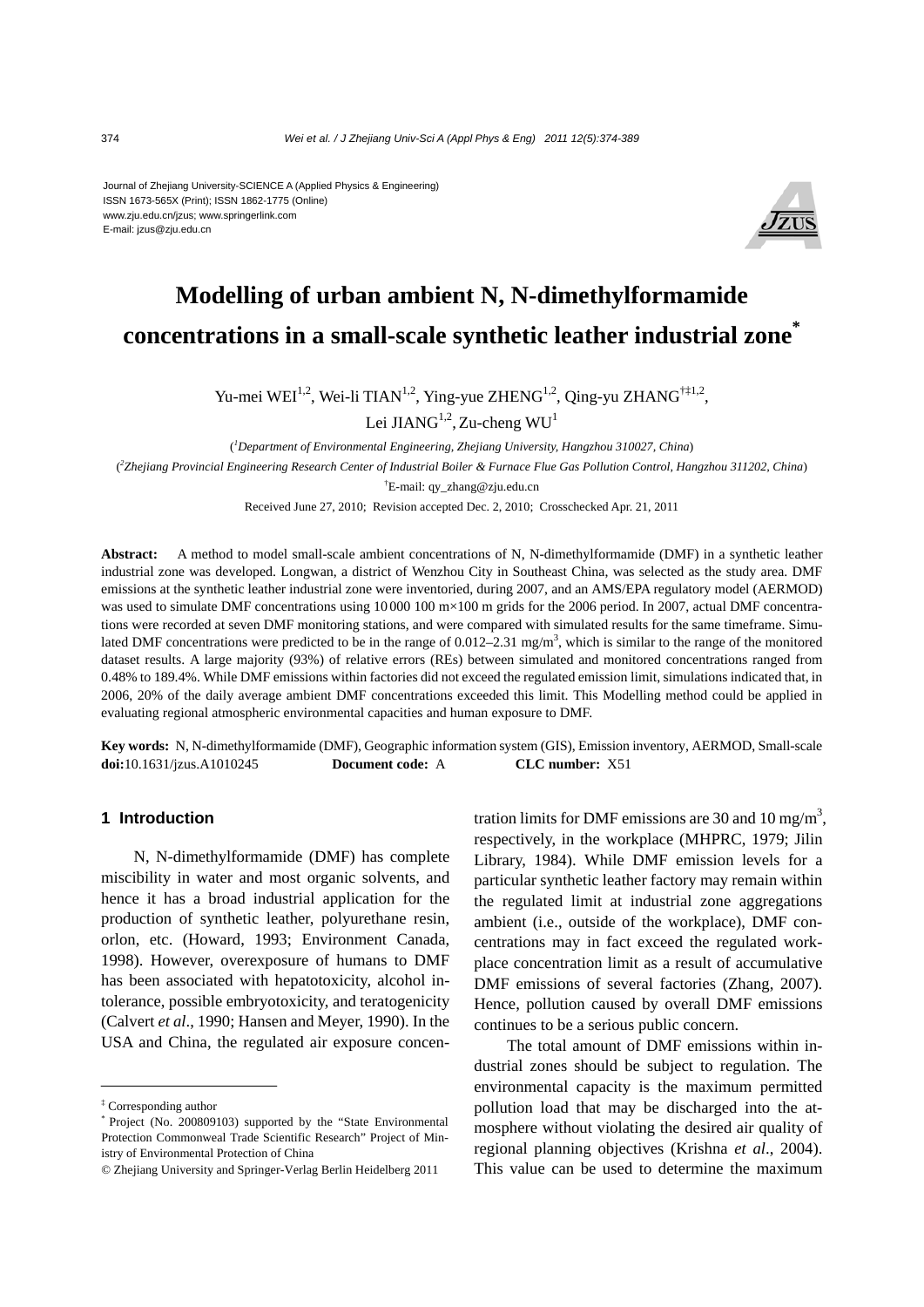Journal of Zhejiang University-SCIENCE A (Applied Physics & Engineering)
ISSN 1673-565X (Print); ISSN 1862-1775 (Online)
www.zju.edu.cn/jzus; www.springerlink.com
E-mail: jzus@zju.edu.cn

# Modelling of urban ambient N, N-dimethylformamide concentrations in a small-scale synthetic leather industrial zone*

Yu-mei WEI[1,2], Wei-li TIAN[1,2], Ying-yue ZHENG[1,2], Qing-yu ZHANG[†‡1,2], Lei JIANG[1,2], Zu-cheng WU[1]

([1]*Department of Environmental Engineering, Zhejiang University, Hangzhou 310027, China*)

([2]*Zhejiang Provincial Engineering Research Center of Industrial Boiler & Furnace Flue Gas Pollution Control, Hangzhou 311202, China*)

[†]E-mail: qy_zhang@zju.edu.cn

Received June 27, 2010; Revision accepted Dec. 2, 2010; Crosschecked Apr. 21, 2011

**Abstract:** A method to model small-scale ambient concentrations of N, N-dimethylformamide (DMF) in a synthetic leather industrial zone was developed. Longwan, a district of Wenzhou City in Southeast China, was selected as the study area. DMF emissions at the synthetic leather industrial zone were inventoried, during 2007, and an AMS/EPA regulatory model (AERMOD) was used to simulate DMF concentrations using 10 000 100 m×100 m grids for the 2006 period. In 2007, actual DMF concentrations were recorded at seven DMF monitoring stations, and were compared with simulated results for the same timeframe. Simulated DMF concentrations were predicted to be in the range of 0.012–2.31 mg/m$^3$, which is similar to the range of the monitored dataset results. A large majority (93%) of relative errors (REs) between simulated and monitored concentrations ranged from 0.48% to 189.4%. While DMF emissions within factories did not exceed the regulated emission limit, simulations indicated that, in 2006, 20% of the daily average ambient DMF concentrations exceeded this limit. This Modelling method could be applied in evaluating regional atmospheric environmental capacities and human exposure to DMF.

**Key words:** N, N-dimethylformamide (DMF), Geographic information system (GIS), Emission inventory, AERMOD, Small-scale
**doi:**10.1631/jzus.A1010245 **Document code:** A **CLC number:** X51

## 1 Introduction

N, N-dimethylformamide (DMF) has complete miscibility in water and most organic solvents, and hence it has a broad industrial application for the production of synthetic leather, polyurethane resin, orlon, etc. (Howard, 1993; Environment Canada, 1998). However, overexposure of humans to DMF has been associated with hepatotoxicity, alcohol intolerance, possible embryotoxicity, and teratogenicity (Calvert *et al*., 1990; Hansen and Meyer, 1990). In the USA and China, the regulated air exposure concentration limits for DMF emissions are 30 and 10 mg/m$^3$, respectively, in the workplace (MHPRC, 1979; Jilin Library, 1984). While DMF emission levels for a particular synthetic leather factory may remain within the regulated limit at industrial zone aggregations ambient (i.e., outside of the workplace), DMF concentrations may in fact exceed the regulated workplace concentration limit as a result of accumulative DMF emissions of several factories (Zhang, 2007). Hence, pollution caused by overall DMF emissions continues to be a serious public concern.

The total amount of DMF emissions within industrial zones should be subject to regulation. The environmental capacity is the maximum permitted pollution load that may be discharged into the atmosphere without violating the desired air quality of regional planning objectives (Krishna *et al*., 2004). This value can be used to determine the maximum

---

‡ Corresponding author

\* Project (No. 200809103) supported by the "State Environmental Protection Commonweal Trade Scientific Research" Project of Ministry of Environmental Protection of China

© Zhejiang University and Springer-Verlag Berlin Heidelberg 2011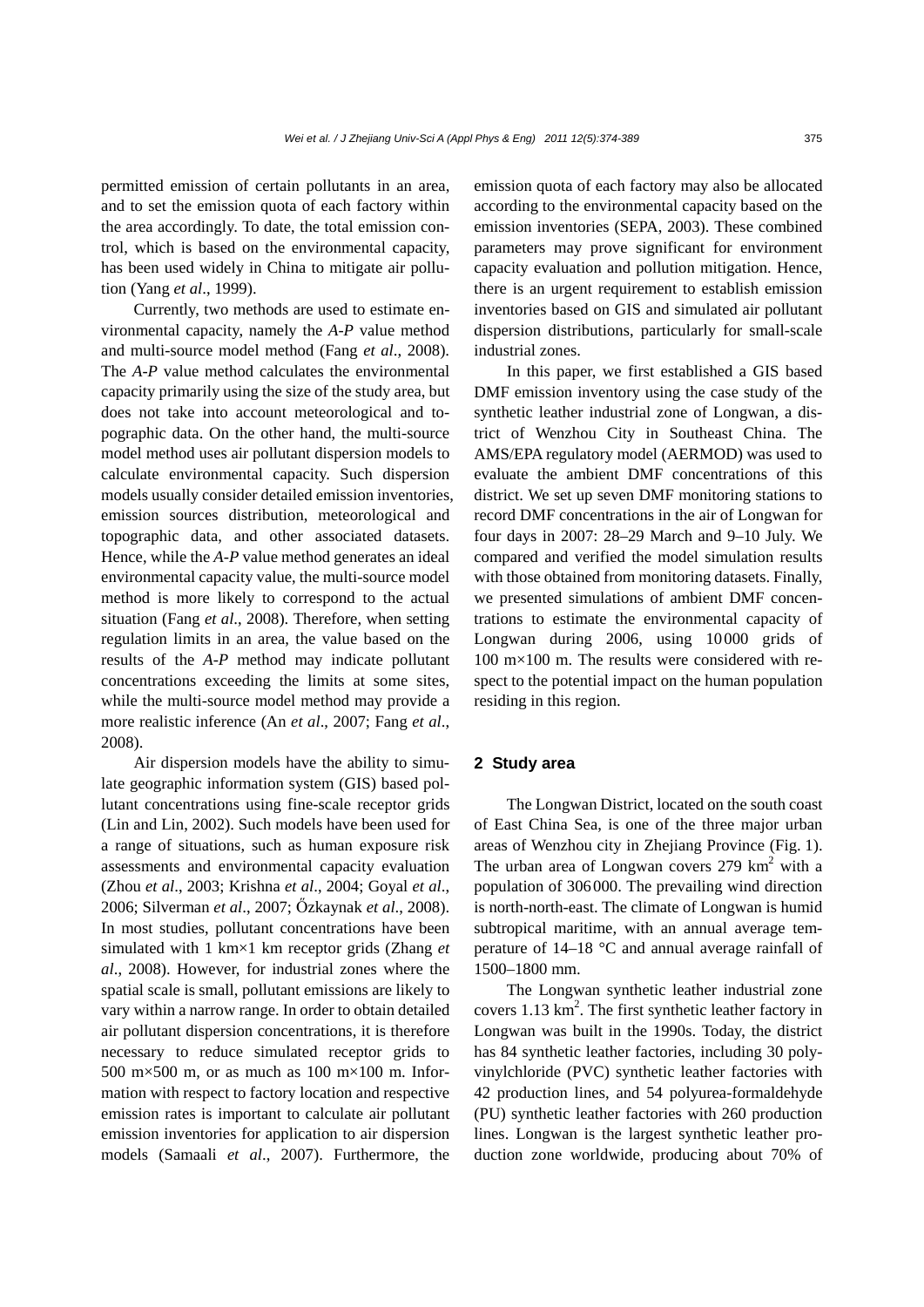permitted emission of certain pollutants in an area, and to set the emission quota of each factory within the area accordingly. To date, the total emission control, which is based on the environmental capacity, has been used widely in China to mitigate air pollution (Yang *et al*., 1999).

Currently, two methods are used to estimate environmental capacity, namely the *A-P* value method and multi-source model method (Fang *et al*., 2008). The *A-P* value method calculates the environmental capacity primarily using the size of the study area, but does not take into account meteorological and topographic data. On the other hand, the multi-source model method uses air pollutant dispersion models to calculate environmental capacity. Such dispersion models usually consider detailed emission inventories, emission sources distribution, meteorological and topographic data, and other associated datasets. Hence, while the *A-P* value method generates an ideal environmental capacity value, the multi-source model method is more likely to correspond to the actual situation (Fang *et al*., 2008). Therefore, when setting regulation limits in an area, the value based on the results of the *A-P* method may indicate pollutant concentrations exceeding the limits at some sites, while the multi-source model method may provide a more realistic inference (An *et al*., 2007; Fang *et al*., 2008).

Air dispersion models have the ability to simulate geographic information system (GIS) based pollutant concentrations using fine-scale receptor grids (Lin and Lin, 2002). Such models have been used for a range of situations, such as human exposure risk assessments and environmental capacity evaluation (Zhou *et al*., 2003; Krishna *et al*., 2004; Goyal *et al*., 2006; Silverman *et al*., 2007; Őzkaynak *et al*., 2008). In most studies, pollutant concentrations have been simulated with 1 km×1 km receptor grids (Zhang *et al*., 2008). However, for industrial zones where the spatial scale is small, pollutant emissions are likely to vary within a narrow range. In order to obtain detailed air pollutant dispersion concentrations, it is therefore necessary to reduce simulated receptor grids to 500 m×500 m, or as much as 100 m×100 m. Information with respect to factory location and respective emission rates is important to calculate air pollutant emission inventories for application to air dispersion models (Samaali *et al*., 2007). Furthermore, the emission quota of each factory may also be allocated according to the environmental capacity based on the emission inventories (SEPA, 2003). These combined parameters may prove significant for environment capacity evaluation and pollution mitigation. Hence, there is an urgent requirement to establish emission inventories based on GIS and simulated air pollutant dispersion distributions, particularly for small-scale industrial zones.

In this paper, we first established a GIS based DMF emission inventory using the case study of the synthetic leather industrial zone of Longwan, a district of Wenzhou City in Southeast China. The AMS/EPA regulatory model (AERMOD) was used to evaluate the ambient DMF concentrations of this district. We set up seven DMF monitoring stations to record DMF concentrations in the air of Longwan for four days in 2007: 28–29 March and 9–10 July. We compared and verified the model simulation results with those obtained from monitoring datasets. Finally, we presented simulations of ambient DMF concentrations to estimate the environmental capacity of Longwan during 2006, using 10000 grids of 100 m×100 m. The results were considered with respect to the potential impact on the human population residing in this region.

## 2 Study area

The Longwan District, located on the south coast of East China Sea, is one of the three major urban areas of Wenzhou city in Zhejiang Province (Fig. 1). The urban area of Longwan covers 279 km$^2$ with a population of 306000. The prevailing wind direction is north-north-east. The climate of Longwan is humid subtropical maritime, with an annual average temperature of 14–18 °C and annual average rainfall of 1500–1800 mm.

The Longwan synthetic leather industrial zone covers 1.13 km$^2$. The first synthetic leather factory in Longwan was built in the 1990s. Today, the district has 84 synthetic leather factories, including 30 polyvinylchloride (PVC) synthetic leather factories with 42 production lines, and 54 polyurea-formaldehyde (PU) synthetic leather factories with 260 production lines. Longwan is the largest synthetic leather production zone worldwide, producing about 70% of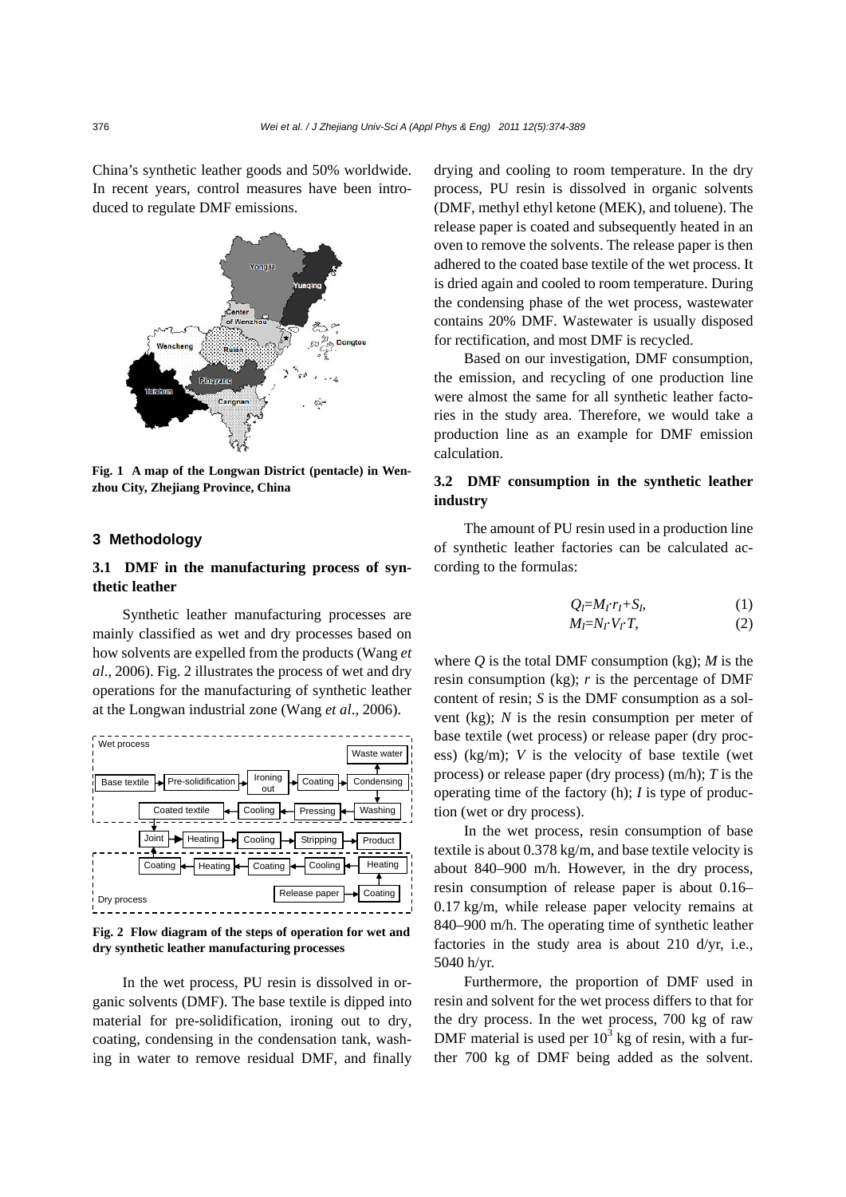China's synthetic leather goods and 50% worldwide. In recent years, control measures have been introduced to regulate DMF emissions.

Fig. 1 A map of the Longwan District (pentacle) in Wenzhou City, Zhejiang Province, China

## 3 Methodology

### 3.1 DMF in the manufacturing process of synthetic leather

Synthetic leather manufacturing processes are mainly classified as wet and dry processes based on how solvents are expelled from the products (Wang *et al*., 2006). Fig. 2 illustrates the process of wet and dry operations for the manufacturing of synthetic leather at the Longwan industrial zone (Wang *et al*., 2006).

Fig. 2 Flow diagram of the steps of operation for wet and dry synthetic leather manufacturing processes

In the wet process, PU resin is dissolved in organic solvents (DMF). The base textile is dipped into material for pre-solidification, ironing out to dry, coating, condensing in the condensation tank, washing in water to remove residual DMF, and finally drying and cooling to room temperature. In the dry process, PU resin is dissolved in organic solvents (DMF, methyl ethyl ketone (MEK), and toluene). The release paper is coated and subsequently heated in an oven to remove the solvents. The release paper is then adhered to the coated base textile of the wet process. It is dried again and cooled to room temperature. During the condensing phase of the wet process, wastewater contains 20% DMF. Wastewater is usually disposed for rectification, and most DMF is recycled.

Based on our investigation, DMF consumption, the emission, and recycling of one production line were almost the same for all synthetic leather factories in the study area. Therefore, we would take a production line as an example for DMF emission calculation.

### 3.2 DMF consumption in the synthetic leather industry

The amount of PU resin used in a production line of synthetic leather factories can be calculated according to the formulas:

$$Q_I=M_I \cdot r_I+S_I, \tag{1}$$

$$M_I=N_I \cdot V_I \cdot T, \tag{2}$$

where $Q$ is the total DMF consumption (kg); $M$ is the resin consumption (kg); $r$ is the percentage of DMF content of resin; $S$ is the DMF consumption as a solvent (kg); $N$ is the resin consumption per meter of base textile (wet process) or release paper (dry process) (kg/m); $V$ is the velocity of base textile (wet process) or release paper (dry process) (m/h); $T$ is the operating time of the factory (h); $I$ is type of production (wet or dry process).

In the wet process, resin consumption of base textile is about 0.378 kg/m, and base textile velocity is about 840–900 m/h. However, in the dry process, resin consumption of release paper is about 0.16–0.17 kg/m, while release paper velocity remains at 840–900 m/h. The operating time of synthetic leather factories in the study area is about 210 d/yr, i.e., 5040 h/yr.

Furthermore, the proportion of DMF used in resin and solvent for the wet process differs to that for the dry process. In the wet process, 700 kg of raw DMF material is used per $10^3$ kg of resin, with a further 700 kg of DMF being added as the solvent.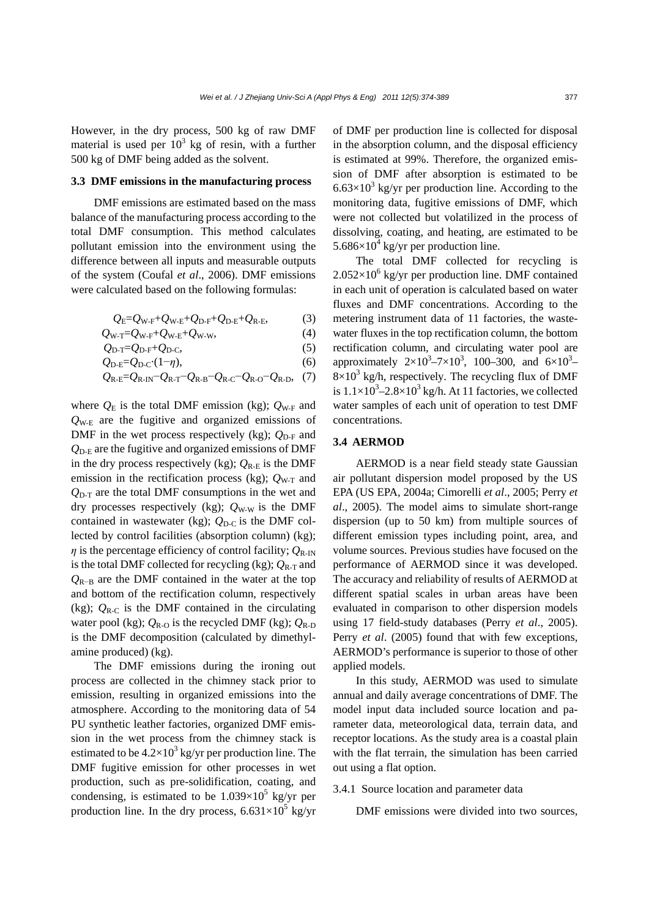However, in the dry process, 500 kg of raw DMF material is used per $10^3$ kg of resin, with a further 500 kg of DMF being added as the solvent.

### 3.3 DMF emissions in the manufacturing process

DMF emissions are estimated based on the mass balance of the manufacturing process according to the total DMF consumption. This method calculates pollutant emission into the environment using the difference between all inputs and measurable outputs of the system (Coufal *et al*., 2006). DMF emissions were calculated based on the following formulas:

$$Q_{\text{E}}=Q_{\text{W-F}}+Q_{\text{W-E}}+Q_{\text{D-F}}+Q_{\text{D-E}}+Q_{\text{R-E}}, \quad (3)$$

$$Q_{\text{W-T}}=Q_{\text{W-F}}+Q_{\text{W-E}}+Q_{\text{W-W}}, \quad (4)$$

$$Q_{\text{D-T}}=Q_{\text{D-F}}+Q_{\text{D-C}}, \quad (5)$$

$$Q_{\text{D-E}}=Q_{\text{D-C}}\cdot(1-\eta), \quad (6)$$

$$Q_{\text{R-E}}=Q_{\text{R-IN}}-Q_{\text{R-T}}-Q_{\text{R-B}}-Q_{\text{R-C}}-Q_{\text{R-O}}-Q_{\text{R-D}}, \quad (7)$$

where $Q_{\text{E}}$ is the total DMF emission (kg); $Q_{\text{W-F}}$ and $Q_{\text{W-E}}$ are the fugitive and organized emissions of DMF in the wet process respectively (kg); $Q_{\text{D-F}}$ and $Q_{\text{D-E}}$ are the fugitive and organized emissions of DMF in the dry process respectively (kg); $Q_{\text{R-E}}$ is the DMF emission in the rectification process (kg); $Q_{\text{W-T}}$ and $Q_{\text{D-T}}$ are the total DMF consumptions in the wet and dry processes respectively (kg); $Q_{\text{W-W}}$ is the DMF contained in wastewater (kg); $Q_{\text{D-C}}$ is the DMF collected by control facilities (absorption column) (kg); $\eta$ is the percentage efficiency of control facility; $Q_{\text{R-IN}}$ is the total DMF collected for recycling (kg); $Q_{\text{R-T}}$ and $Q_{\text{R-B}}$ are the DMF contained in the water at the top and bottom of the rectification column, respectively (kg); $Q_{\text{R-C}}$ is the DMF contained in the circulating water pool (kg); $Q_{\text{R-O}}$ is the recycled DMF (kg); $Q_{\text{R-D}}$ is the DMF decomposition (calculated by dimethylamine produced) (kg).

The DMF emissions during the ironing out process are collected in the chimney stack prior to emission, resulting in organized emissions into the atmosphere. According to the monitoring data of 54 PU synthetic leather factories, organized DMF emission in the wet process from the chimney stack is estimated to be $4.2\times10^3$ kg/yr per production line. The DMF fugitive emission for other processes in wet production, such as pre-solidification, coating, and condensing, is estimated to be $1.039\times10^5$ kg/yr per production line. In the dry process, $6.631\times10^5$ kg/yr of DMF per production line is collected for disposal in the absorption column, and the disposal efficiency is estimated at 99%. Therefore, the organized emission of DMF after absorption is estimated to be $6.63\times10^3$ kg/yr per production line. According to the monitoring data, fugitive emissions of DMF, which were not collected but volatilized in the process of dissolving, coating, and heating, are estimated to be $5.686\times10^4$ kg/yr per production line.

The total DMF collected for recycling is $2.052\times10^6$ kg/yr per production line. DMF contained in each unit of operation is calculated based on water fluxes and DMF concentrations. According to the metering instrument data of 11 factories, the wastewater fluxes in the top rectification column, the bottom rectification column, and circulating water pool are approximately $2\times10^3$–$7\times10^3$, 100–300, and $6\times10^3$–$8\times10^3$ kg/h, respectively. The recycling flux of DMF is $1.1\times10^3$–$2.8\times10^3$ kg/h. At 11 factories, we collected water samples of each unit of operation to test DMF concentrations.

### 3.4 AERMOD

AERMOD is a near field steady state Gaussian air pollutant dispersion model proposed by the US EPA (US EPA, 2004a; Cimorelli *et al*., 2005; Perry *et al*., 2005). The model aims to simulate short-range dispersion (up to 50 km) from multiple sources of different emission types including point, area, and volume sources. Previous studies have focused on the performance of AERMOD since it was developed. The accuracy and reliability of results of AERMOD at different spatial scales in urban areas have been evaluated in comparison to other dispersion models using 17 field-study databases (Perry *et al*., 2005). Perry *et al*. (2005) found that with few exceptions, AERMOD's performance is superior to those of other applied models.

In this study, AERMOD was used to simulate annual and daily average concentrations of DMF. The model input data included source location and parameter data, meteorological data, terrain data, and receptor locations. As the study area is a coastal plain with the flat terrain, the simulation has been carried out using a flat option.

#### 3.4.1 Source location and parameter data

DMF emissions were divided into two sources,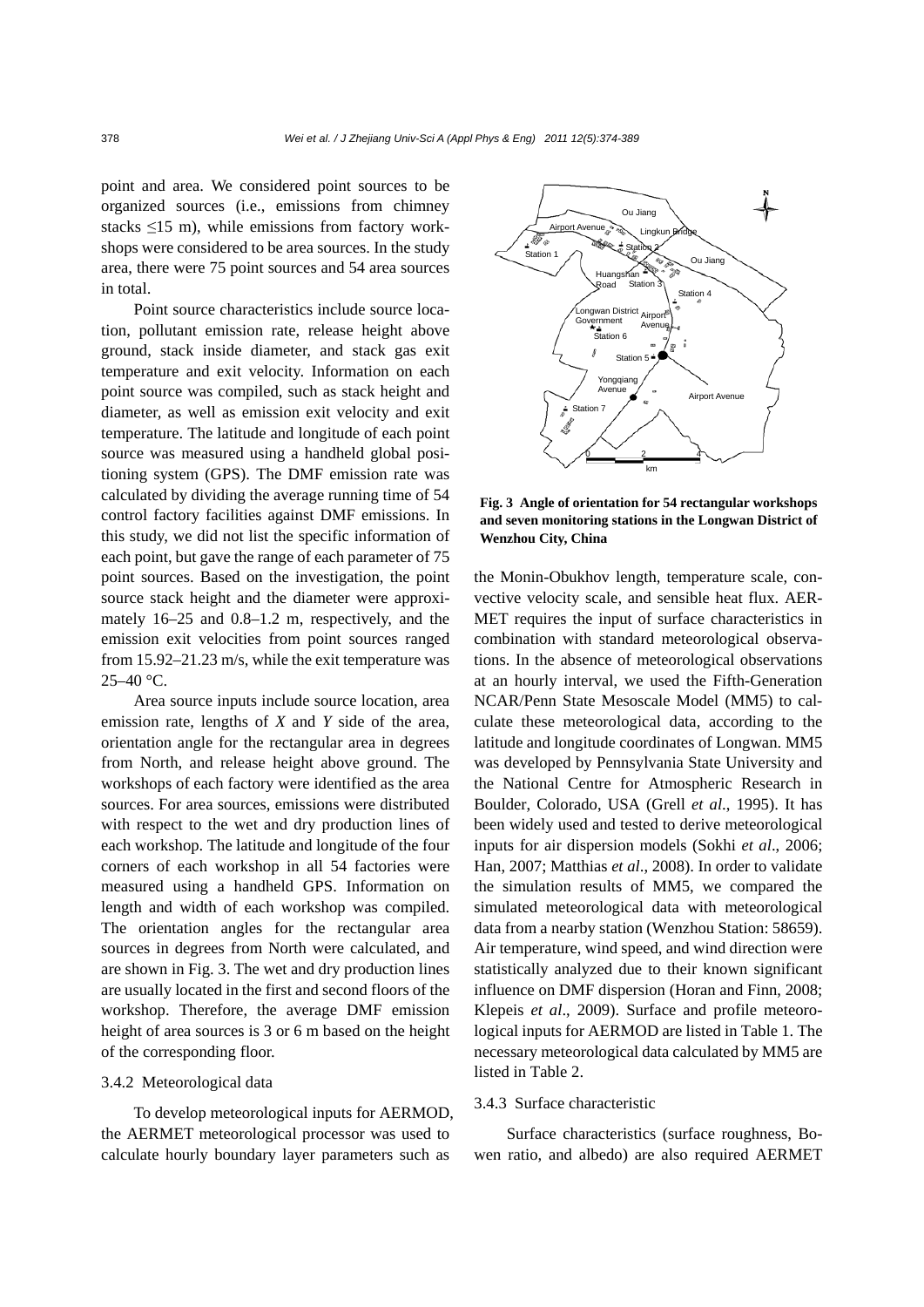point and area. We considered point sources to be organized sources (i.e., emissions from chimney stacks ≤15 m), while emissions from factory workshops were considered to be area sources. In the study area, there were 75 point sources and 54 area sources in total.

Point source characteristics include source location, pollutant emission rate, release height above ground, stack inside diameter, and stack gas exit temperature and exit velocity. Information on each point source was compiled, such as stack height and diameter, as well as emission exit velocity and exit temperature. The latitude and longitude of each point source was measured using a handheld global positioning system (GPS). The DMF emission rate was calculated by dividing the average running time of 54 control factory facilities against DMF emissions. In this study, we did not list the specific information of each point, but gave the range of each parameter of 75 point sources. Based on the investigation, the point source stack height and the diameter were approximately 16–25 and 0.8–1.2 m, respectively, and the emission exit velocities from point sources ranged from 15.92–21.23 m/s, while the exit temperature was 25–40 °C.

Area source inputs include source location, area emission rate, lengths of *X* and *Y* side of the area, orientation angle for the rectangular area in degrees from North, and release height above ground. The workshops of each factory were identified as the area sources. For area sources, emissions were distributed with respect to the wet and dry production lines of each workshop. The latitude and longitude of the four corners of each workshop in all 54 factories were measured using a handheld GPS. Information on length and width of each workshop was compiled. The orientation angles for the rectangular area sources in degrees from North were calculated, and are shown in Fig. 3. The wet and dry production lines are usually located in the first and second floors of the workshop. Therefore, the average DMF emission height of area sources is 3 or 6 m based on the height of the corresponding floor.

**Fig. 3 Angle of orientation for 54 rectangular workshops and seven monitoring stations in the Longwan District of Wenzhou City, China**

### 3.4.2 Meteorological data

To develop meteorological inputs for AERMOD, the AERMET meteorological processor was used to calculate hourly boundary layer parameters such as the Monin-Obukhov length, temperature scale, convective velocity scale, and sensible heat flux. AERMET requires the input of surface characteristics in combination with standard meteorological observations. In the absence of meteorological observations at an hourly interval, we used the Fifth-Generation NCAR/Penn State Mesoscale Model (MM5) to calculate these meteorological data, according to the latitude and longitude coordinates of Longwan. MM5 was developed by Pennsylvania State University and the National Centre for Atmospheric Research in Boulder, Colorado, USA (Grell *et al*., 1995). It has been widely used and tested to derive meteorological inputs for air dispersion models (Sokhi *et al*., 2006; Han, 2007; Matthias *et al*., 2008). In order to validate the simulation results of MM5, we compared the simulated meteorological data with meteorological data from a nearby station (Wenzhou Station: 58659). Air temperature, wind speed, and wind direction were statistically analyzed due to their known significant influence on DMF dispersion (Horan and Finn, 2008; Klepeis *et al*., 2009). Surface and profile meteorological inputs for AERMOD are listed in Table 1. The necessary meteorological data calculated by MM5 are listed in Table 2.

### 3.4.3 Surface characteristic

Surface characteristics (surface roughness, Bowen ratio, and albedo) are also required AERMET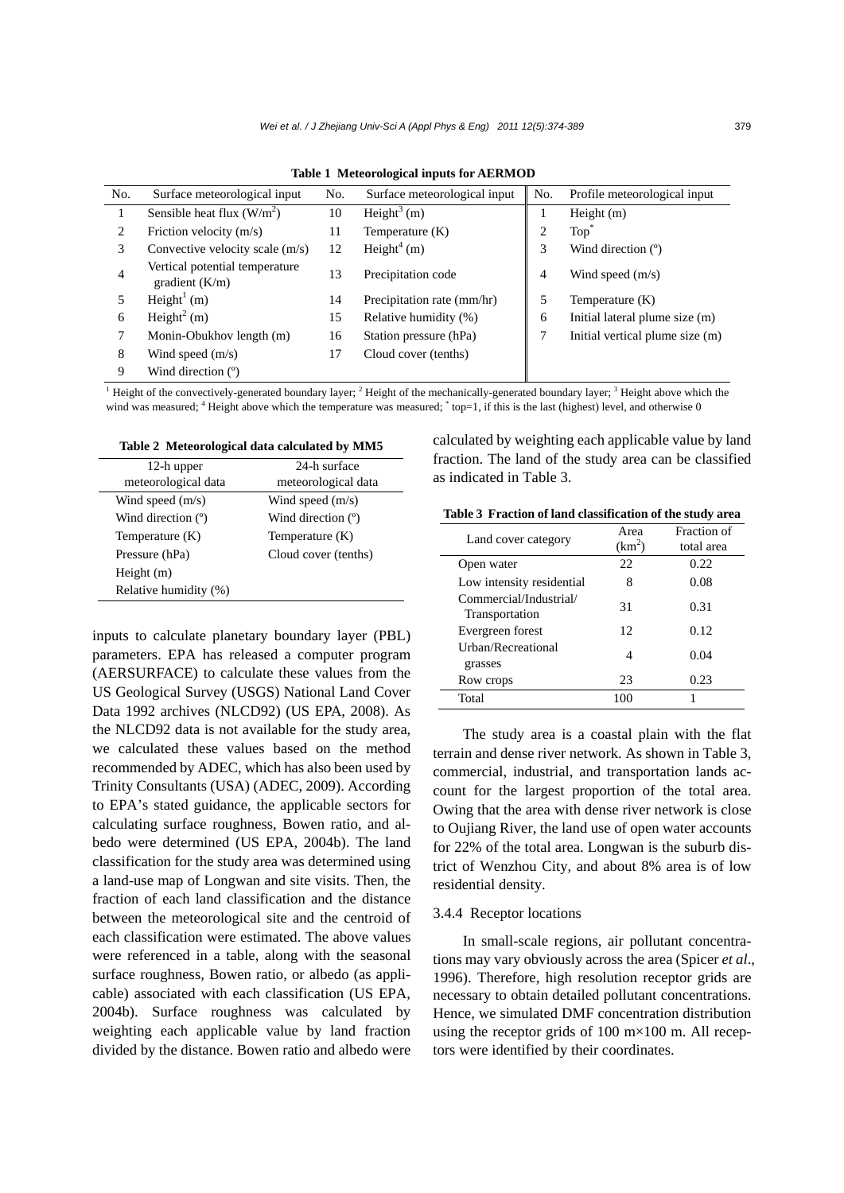**Table 1 Meteorological inputs for AERMOD**

| No. | Surface meteorological input | No. | Surface meteorological input | No. | Profile meteorological input |
|---|---|---|---|---|---|
| 1 | Sensible heat flux ($W/m^2$) | 10 | Height[3] (m) | 1 | Height (m) |
| 2 | Friction velocity (m/s) | 11 | Temperature (K) | 2 | Top[*] |
| 3 | Convective velocity scale (m/s) | 12 | Height[4] (m) | 3 | Wind direction (°) |
| 4 | Vertical potential temperature gradient (K/m) | 13 | Precipitation code | 4 | Wind speed (m/s) |
| 5 | Height[1] (m) | 14 | Precipitation rate (mm/hr) | 5 | Temperature (K) |
| 6 | Height[2] (m) | 15 | Relative humidity (%) | 6 | Initial lateral plume size (m) |
| 7 | Monin-Obukhov length (m) | 16 | Station pressure (hPa) | 7 | Initial vertical plume size (m) |
| 8 | Wind speed (m/s) | 17 | Cloud cover (tenths) | | |
| 9 | Wind direction (°) | | | | |

[1] Height of the convectively-generated boundary layer; [2] Height of the mechanically-generated boundary layer; [3] Height above which the wind was measured; [4] Height above which the temperature was measured; [*] top=1, if this is the last (highest) level, and otherwise 0

**Table 2 Meteorological data calculated by MM5**

| 12-h upper meteorological data | 24-h surface meteorological data |
|---|---|
| Wind speed (m/s) | Wind speed (m/s) |
| Wind direction (°) | Wind direction (°) |
| Temperature (K) | Temperature (K) |
| Pressure (hPa) | Cloud cover (tenths) |
| Height (m) | |
| Relative humidity (%) | |

inputs to calculate planetary boundary layer (PBL) parameters. EPA has released a computer program (AERSURFACE) to calculate these values from the US Geological Survey (USGS) National Land Cover Data 1992 archives (NLCD92) (US EPA, 2008). As the NLCD92 data is not available for the study area, we calculated these values based on the method recommended by ADEC, which has also been used by Trinity Consultants (USA) (ADEC, 2009). According to EPA's stated guidance, the applicable sectors for calculating surface roughness, Bowen ratio, and albedo were determined (US EPA, 2004b). The land classification for the study area was determined using a land-use map of Longwan and site visits. Then, the fraction of each land classification and the distance between the meteorological site and the centroid of each classification were estimated. The above values were referenced in a table, along with the seasonal surface roughness, Bowen ratio, or albedo (as applicable) associated with each classification (US EPA, 2004b). Surface roughness was calculated by weighting each applicable value by land fraction divided by the distance. Bowen ratio and albedo were calculated by weighting each applicable value by land fraction. The land of the study area can be classified as indicated in Table 3.

**Table 3 Fraction of land classification of the study area**

| Land cover category | Area ($km^2$) | Fraction of total area |
|---|---|---|
| Open water | 22 | 0.22 |
| Low intensity residential | 8 | 0.08 |
| Commercial/Industrial/ Transportation | 31 | 0.31 |
| Evergreen forest | 12 | 0.12 |
| Urban/Recreational grasses | 4 | 0.04 |
| Row crops | 23 | 0.23 |
| Total | 100 | 1 |

The study area is a coastal plain with the flat terrain and dense river network. As shown in Table 3, commercial, industrial, and transportation lands account for the largest proportion of the total area. Owing that the area with dense river network is close to Oujiang River, the land use of open water accounts for 22% of the total area. Longwan is the suburb district of Wenzhou City, and about 8% area is of low residential density.

### 3.4.4 Receptor locations

In small-scale regions, air pollutant concentrations may vary obviously across the area (Spicer *et al*., 1996). Therefore, high resolution receptor grids are necessary to obtain detailed pollutant concentrations. Hence, we simulated DMF concentration distribution using the receptor grids of 100 m×100 m. All receptors were identified by their coordinates.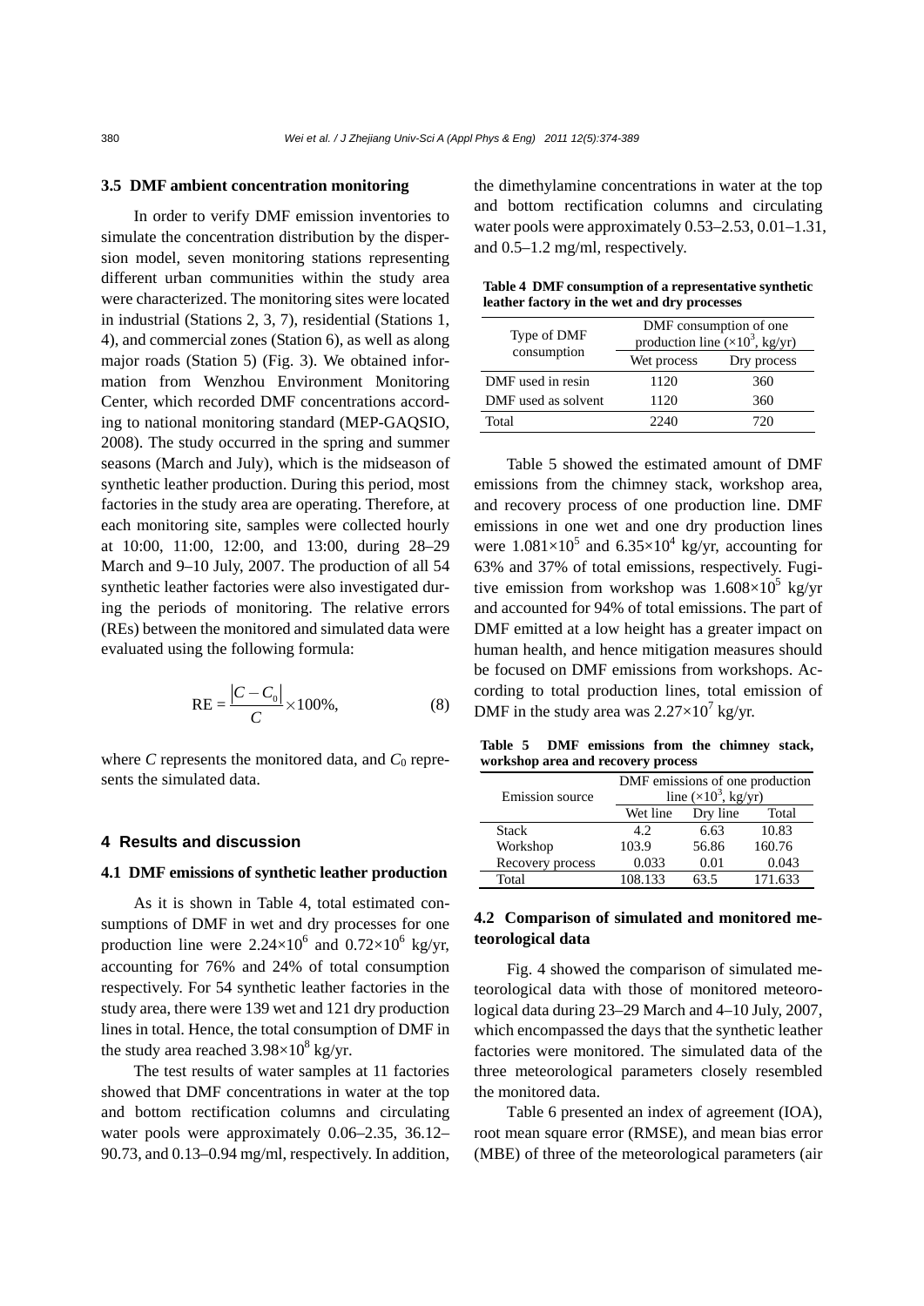### 3.5 DMF ambient concentration monitoring

In order to verify DMF emission inventories to simulate the concentration distribution by the dispersion model, seven monitoring stations representing different urban communities within the study area were characterized. The monitoring sites were located in industrial (Stations 2, 3, 7), residential (Stations 1, 4), and commercial zones (Station 6), as well as along major roads (Station 5) (Fig. 3). We obtained information from Wenzhou Environment Monitoring Center, which recorded DMF concentrations according to national monitoring standard (MEP-GAQSIO, 2008). The study occurred in the spring and summer seasons (March and July), which is the midseason of synthetic leather production. During this period, most factories in the study area are operating. Therefore, at each monitoring site, samples were collected hourly at 10:00, 11:00, 12:00, and 13:00, during 28–29 March and 9–10 July, 2007. The production of all 54 synthetic leather factories were also investigated during the periods of monitoring. The relative errors (REs) between the monitored and simulated data were evaluated using the following formula:

$$\mathrm{RE} = \frac{|C - C_0|}{C} \times 100\%, \tag{8}$$

where $C$ represents the monitored data, and $C_0$ represents the simulated data.

## 4 Results and discussion

### 4.1 DMF emissions of synthetic leather production

As it is shown in Table 4, total estimated consumptions of DMF in wet and dry processes for one production line were $2.24\times10^6$ and $0.72\times10^6$ kg/yr, accounting for 76% and 24% of total consumption respectively. For 54 synthetic leather factories in the study area, there were 139 wet and 121 dry production lines in total. Hence, the total consumption of DMF in the study area reached $3.98\times10^8$ kg/yr.

The test results of water samples at 11 factories showed that DMF concentrations in water at the top and bottom rectification columns and circulating water pools were approximately 0.06–2.35, 36.12–90.73, and 0.13–0.94 mg/ml, respectively. In addition, the dimethylamine concentrations in water at the top and bottom rectification columns and circulating water pools were approximately 0.53–2.53, 0.01–1.31, and 0.5–1.2 mg/ml, respectively.

**Table 4 DMF consumption of a representative synthetic leather factory in the wet and dry processes**

| Type of DMF consumption | DMF consumption of one production line ($\times10^3$, kg/yr) | |
|---|---|---|
| | Wet process | Dry process |
| DMF used in resin | 1120 | 360 |
| DMF used as solvent | 1120 | 360 |
| Total | 2240 | 720 |

Table 5 showed the estimated amount of DMF emissions from the chimney stack, workshop area, and recovery process of one production line. DMF emissions in one wet and one dry production lines were $1.081\times10^5$ and $6.35\times10^4$ kg/yr, accounting for 63% and 37% of total emissions, respectively. Fugitive emission from workshop was $1.608\times10^5$ kg/yr and accounted for 94% of total emissions. The part of DMF emitted at a low height has a greater impact on human health, and hence mitigation measures should be focused on DMF emissions from workshops. According to total production lines, total emission of DMF in the study area was $2.27\times10^7$ kg/yr.

**Table 5 DMF emissions from the chimney stack, workshop area and recovery process**

| Emission source | DMF emissions of one production line ($\times10^3$, kg/yr) | | |
|---|---|---|---|
| | Wet line | Dry line | Total |
| Stack | 4.2 | 6.63 | 10.83 |
| Workshop | 103.9 | 56.86 | 160.76 |
| Recovery process | 0.033 | 0.01 | 0.043 |
| Total | 108.133 | 63.5 | 171.633 |

### 4.2 Comparison of simulated and monitored meteorological data

Fig. 4 showed the comparison of simulated meteorological data with those of monitored meteorological data during 23–29 March and 4–10 July, 2007, which encompassed the days that the synthetic leather factories were monitored. The simulated data of the three meteorological parameters closely resembled the monitored data.

Table 6 presented an index of agreement (IOA), root mean square error (RMSE), and mean bias error (MBE) of three of the meteorological parameters (air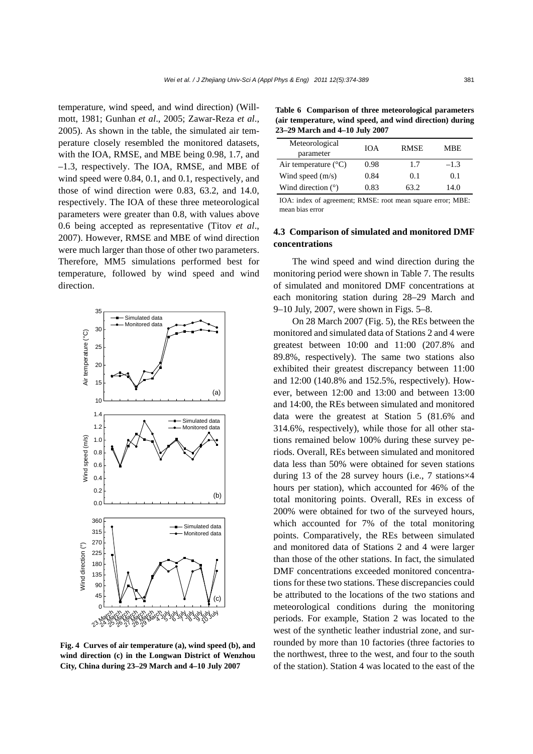temperature, wind speed, and wind direction) (Willmott, 1981; Gunhan *et al*., 2005; Zawar-Reza *et al*., 2005). As shown in the table, the simulated air temperature closely resembled the monitored datasets, with the IOA, RMSE, and MBE being 0.98, 1.7, and –1.3, respectively. The IOA, RMSE, and MBE of wind speed were 0.84, 0.1, and 0.1, respectively, and those of wind direction were 0.83, 63.2, and 14.0, respectively. The IOA of these three meteorological parameters were greater than 0.8, with values above 0.6 being accepted as representative (Titov *et al*., 2007). However, RMSE and MBE of wind direction were much larger than those of other two parameters. Therefore, MM5 simulations performed best for temperature, followed by wind speed and wind direction.

**Fig. 4 Curves of air temperature (a), wind speed (b), and wind direction (c) in the Longwan District of Wenzhou City, China during 23–29 March and 4–10 July 2007**

**Table 6 Comparison of three meteorological parameters (air temperature, wind speed, and wind direction) during 23–29 March and 4–10 July 2007**

| Meteorological parameter | IOA | RMSE | MBE |
|---|---|---|---|
| Air temperature (°C) | 0.98 | 1.7 | –1.3 |
| Wind speed (m/s) | 0.84 | 0.1 | 0.1 |
| Wind direction (°) | 0.83 | 63.2 | 14.0 |

IOA: index of agreement; RMSE: root mean square error; MBE: mean bias error

### 4.3 Comparison of simulated and monitored DMF concentrations

The wind speed and wind direction during the monitoring period were shown in Table 7. The results of simulated and monitored DMF concentrations at each monitoring station during 28–29 March and 9–10 July, 2007, were shown in Figs. 5–8.

On 28 March 2007 (Fig. 5), the REs between the monitored and simulated data of Stations 2 and 4 were greatest between 10:00 and 11:00 (207.8% and 89.8%, respectively). The same two stations also exhibited their greatest discrepancy between 11:00 and 12:00 (140.8% and 152.5%, respectively). However, between 12:00 and 13:00 and between 13:00 and 14:00, the REs between simulated and monitored data were the greatest at Station 5 (81.6% and 314.6%, respectively), while those for all other stations remained below 100% during these survey periods. Overall, REs between simulated and monitored data less than 50% were obtained for seven stations during 13 of the 28 survey hours (i.e., 7 stations×4 hours per station), which accounted for 46% of the total monitoring points. Overall, REs in excess of 200% were obtained for two of the surveyed hours, which accounted for 7% of the total monitoring points. Comparatively, the REs between simulated and monitored data of Stations 2 and 4 were larger than those of the other stations. In fact, the simulated DMF concentrations exceeded monitored concentrations for these two stations. These discrepancies could be attributed to the locations of the two stations and meteorological conditions during the monitoring periods. For example, Station 2 was located to the west of the synthetic leather industrial zone, and surrounded by more than 10 factories (three factories to the northwest, three to the west, and four to the south of the station). Station 4 was located to the east of the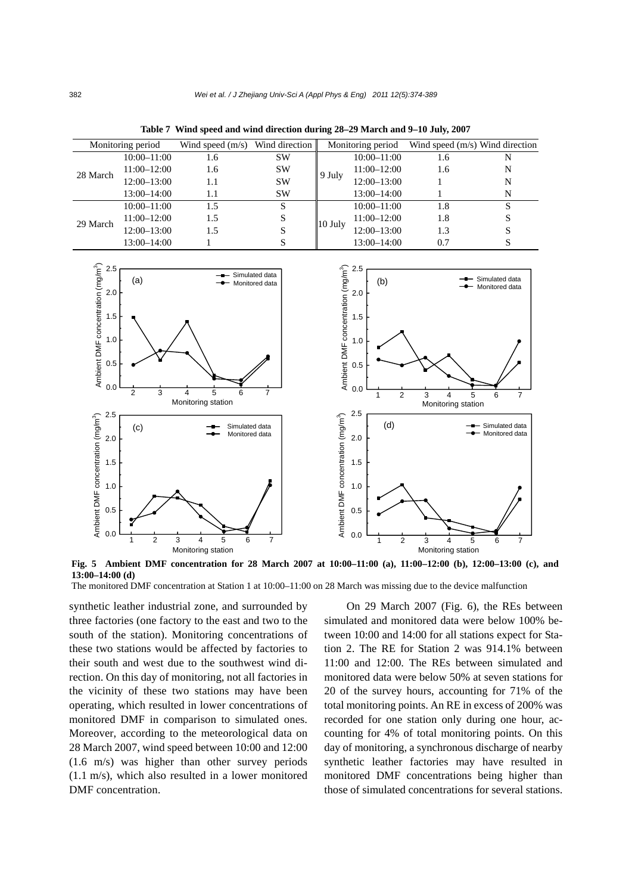**Table 7 Wind speed and wind direction during 28–29 March and 9–10 July, 2007**

| Monitoring period | | Wind speed (m/s) | Wind direction | Monitoring period | | Wind speed (m/s) | Wind direction |
|---|---|---|---|---|---|---|---|
| 28 March | 10:00–11:00 | 1.6 | SW | 9 July | 10:00–11:00 | 1.6 | N |
| | 11:00–12:00 | 1.6 | SW | | 11:00–12:00 | 1.6 | N |
| | 12:00–13:00 | 1.1 | SW | | 12:00–13:00 | 1 | N |
| | 13:00–14:00 | 1.1 | SW | | 13:00–14:00 | 1 | N |
| 29 March | 10:00–11:00 | 1.5 | S | 10 July | 10:00–11:00 | 1.8 | S |
| | 11:00–12:00 | 1.5 | S | | 11:00–12:00 | 1.8 | S |
| | 12:00–13:00 | 1.5 | S | | 12:00–13:00 | 1.3 | S |
| | 13:00–14:00 | 1 | S | | 13:00–14:00 | 0.7 | S |

**Fig. 5 Ambient DMF concentration for 28 March 2007 at 10:00–11:00 (a), 11:00–12:00 (b), 12:00–13:00 (c), and 13:00–14:00 (d)**

The monitored DMF concentration at Station 1 at 10:00–11:00 on 28 March was missing due to the device malfunction

synthetic leather industrial zone, and surrounded by three factories (one factory to the east and two to the south of the station). Monitoring concentrations of these two stations would be affected by factories to their south and west due to the southwest wind direction. On this day of monitoring, not all factories in the vicinity of these two stations may have been operating, which resulted in lower concentrations of monitored DMF in comparison to simulated ones. Moreover, according to the meteorological data on 28 March 2007, wind speed between 10:00 and 12:00 (1.6 m/s) was higher than other survey periods (1.1 m/s), which also resulted in a lower monitored DMF concentration.

On 29 March 2007 (Fig. 6), the REs between simulated and monitored data were below 100% between 10:00 and 14:00 for all stations expect for Station 2. The RE for Station 2 was 914.1% between 11:00 and 12:00. The REs between simulated and monitored data were below 50% at seven stations for 20 of the survey hours, accounting for 71% of the total monitoring points. An RE in excess of 200% was recorded for one station only during one hour, accounting for 4% of total monitoring points. On this day of monitoring, a synchronous discharge of nearby synthetic leather factories may have resulted in monitored DMF concentrations being higher than those of simulated concentrations for several stations.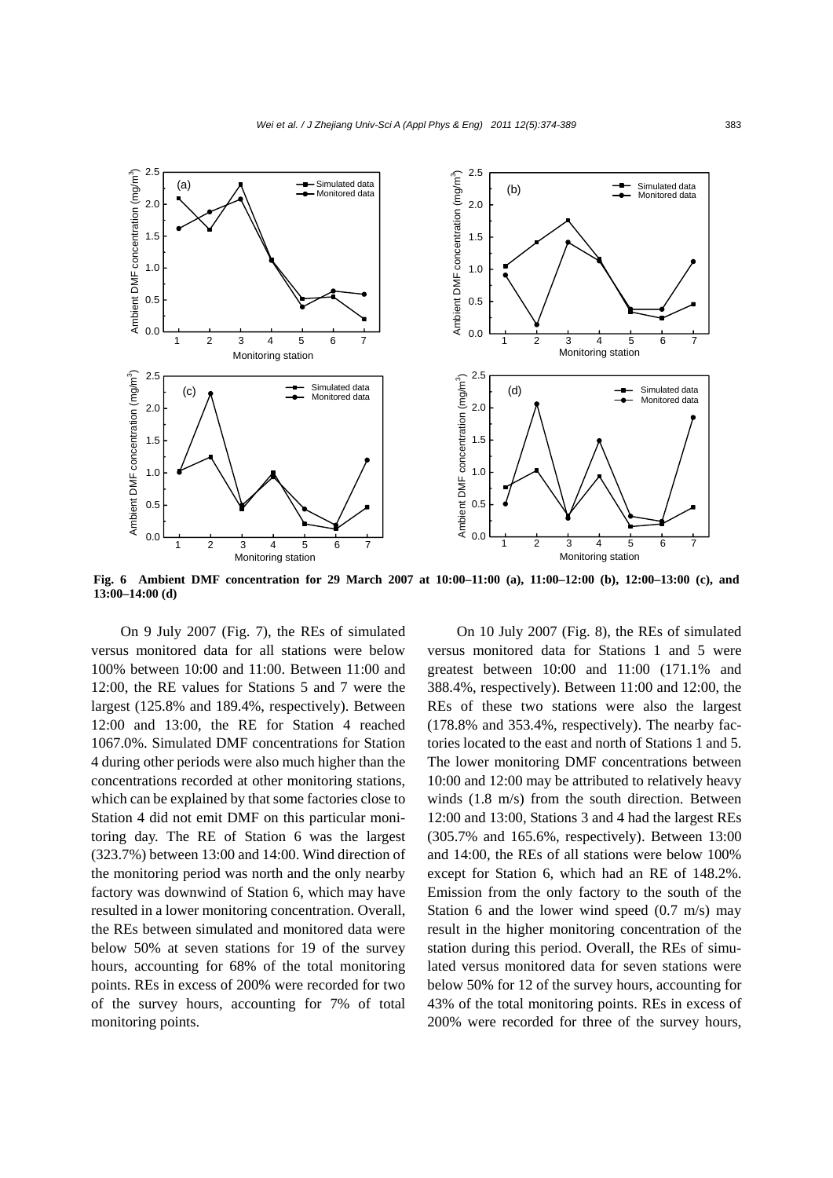Fig. 6 Ambient DMF concentration for 29 March 2007 at 10:00–11:00 (a), 11:00–12:00 (b), 12:00–13:00 (c), and 13:00–14:00 (d)

On 9 July 2007 (Fig. 7), the REs of simulated versus monitored data for all stations were below 100% between 10:00 and 11:00. Between 11:00 and 12:00, the RE values for Stations 5 and 7 were the largest (125.8% and 189.4%, respectively). Between 12:00 and 13:00, the RE for Station 4 reached 1067.0%. Simulated DMF concentrations for Station 4 during other periods were also much higher than the concentrations recorded at other monitoring stations, which can be explained by that some factories close to Station 4 did not emit DMF on this particular monitoring day. The RE of Station 6 was the largest (323.7%) between 13:00 and 14:00. Wind direction of the monitoring period was north and the only nearby factory was downwind of Station 6, which may have resulted in a lower monitoring concentration. Overall, the REs between simulated and monitored data were below 50% at seven stations for 19 of the survey hours, accounting for 68% of the total monitoring points. REs in excess of 200% were recorded for two of the survey hours, accounting for 7% of total monitoring points.

On 10 July 2007 (Fig. 8), the REs of simulated versus monitored data for Stations 1 and 5 were greatest between 10:00 and 11:00 (171.1% and 388.4%, respectively). Between 11:00 and 12:00, the REs of these two stations were also the largest (178.8% and 353.4%, respectively). The nearby factories located to the east and north of Stations 1 and 5. The lower monitoring DMF concentrations between 10:00 and 12:00 may be attributed to relatively heavy winds (1.8 m/s) from the south direction. Between 12:00 and 13:00, Stations 3 and 4 had the largest REs (305.7% and 165.6%, respectively). Between 13:00 and 14:00, the REs of all stations were below 100% except for Station 6, which had an RE of 148.2%. Emission from the only factory to the south of the Station 6 and the lower wind speed (0.7 m/s) may result in the higher monitoring concentration of the station during this period. Overall, the REs of simulated versus monitored data for seven stations were below 50% for 12 of the survey hours, accounting for 43% of the total monitoring points. REs in excess of 200% were recorded for three of the survey hours,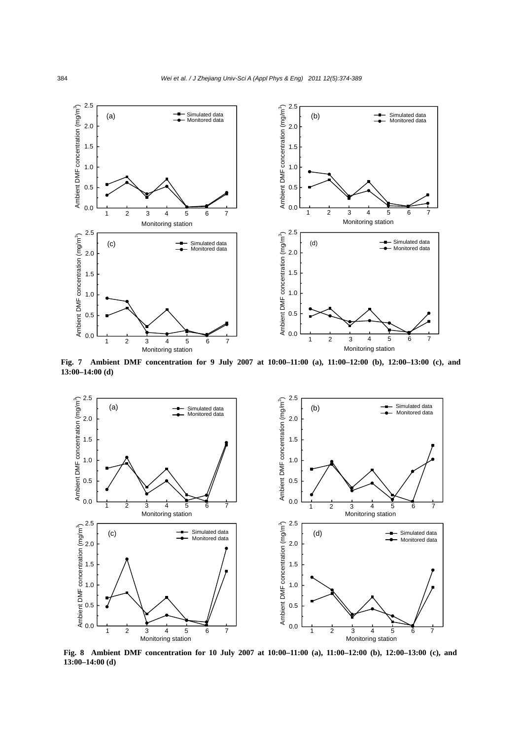**Fig. 7 Ambient DMF concentration for 9 July 2007 at 10:00–11:00 (a), 11:00–12:00 (b), 12:00–13:00 (c), and 13:00–14:00 (d)**

**Fig. 8 Ambient DMF concentration for 10 July 2007 at 10:00–11:00 (a), 11:00–12:00 (b), 12:00–13:00 (c), and 13:00–14:00 (d)**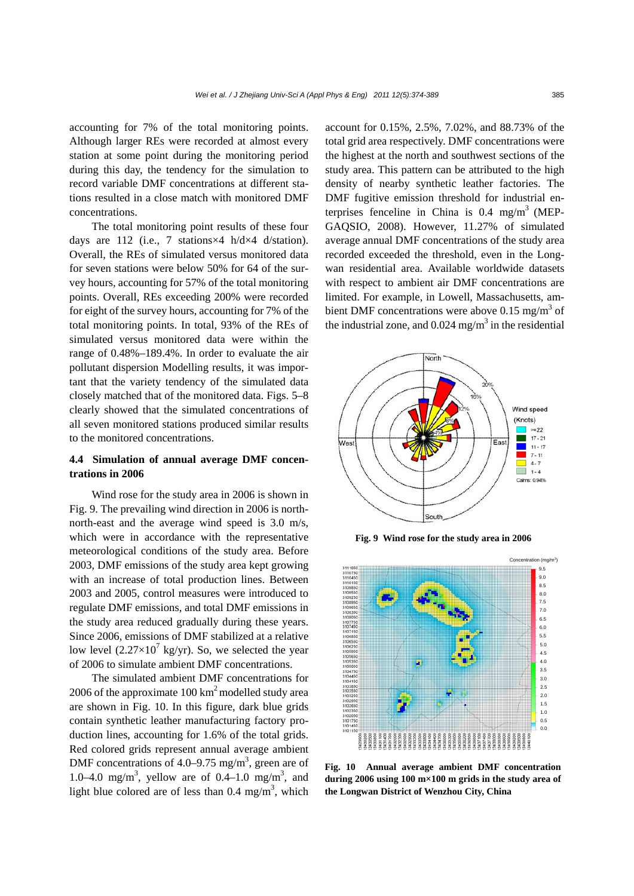accounting for 7% of the total monitoring points. Although larger REs were recorded at almost every station at some point during the monitoring period during this day, the tendency for the simulation to record variable DMF concentrations at different stations resulted in a close match with monitored DMF concentrations.

The total monitoring point results of these four days are 112 (i.e., 7 stations×4 h/d×4 d/station). Overall, the REs of simulated versus monitored data for seven stations were below 50% for 64 of the survey hours, accounting for 57% of the total monitoring points. Overall, REs exceeding 200% were recorded for eight of the survey hours, accounting for 7% of the total monitoring points. In total, 93% of the REs of simulated versus monitored data were within the range of 0.48%–189.4%. In order to evaluate the air pollutant dispersion Modelling results, it was important that the variety tendency of the simulated data closely matched that of the monitored data. Figs. 5–8 clearly showed that the simulated concentrations of all seven monitored stations produced similar results to the monitored concentrations.

### 4.4 Simulation of annual average DMF concentrations in 2006

Wind rose for the study area in 2006 is shown in Fig. 9. The prevailing wind direction in 2006 is north-north-east and the average wind speed is 3.0 m/s, which were in accordance with the representative meteorological conditions of the study area. Before 2003, DMF emissions of the study area kept growing with an increase of total production lines. Between 2003 and 2005, control measures were introduced to regulate DMF emissions, and total DMF emissions in the study area reduced gradually during these years. Since 2006, emissions of DMF stabilized at a relative low level ($2.27\times10^7$ kg/yr). So, we selected the year of 2006 to simulate ambient DMF concentrations.

The simulated ambient DMF concentrations for 2006 of the approximate 100 km$^2$ modelled study area are shown in Fig. 10. In this figure, dark blue grids contain synthetic leather manufacturing factory production lines, accounting for 1.6% of the total grids. Red colored grids represent annual average ambient DMF concentrations of 4.0–9.75 mg/m$^3$, green are of 1.0–4.0 mg/m$^3$, yellow are of 0.4–1.0 mg/m$^3$, and light blue colored are of less than 0.4 mg/m$^3$, which account for 0.15%, 2.5%, 7.02%, and 88.73% of the total grid area respectively. DMF concentrations were the highest at the north and southwest sections of the study area. This pattern can be attributed to the high density of nearby synthetic leather factories. The DMF fugitive emission threshold for industrial enterprises fenceline in China is 0.4 mg/m$^3$ (MEP-GAQSIO, 2008). However, 11.27% of simulated average annual DMF concentrations of the study area recorded exceeded the threshold, even in the Longwan residential area. Available worldwide datasets with respect to ambient air DMF concentrations are limited. For example, in Lowell, Massachusetts, ambient DMF concentrations were above 0.15 mg/m$^3$ of the industrial zone, and 0.024 mg/m$^3$ in the residential

**Fig. 9 Wind rose for the study area in 2006**

**Fig. 10 Annual average ambient DMF concentration during 2006 using 100 m×100 m grids in the study area of the Longwan District of Wenzhou City, China**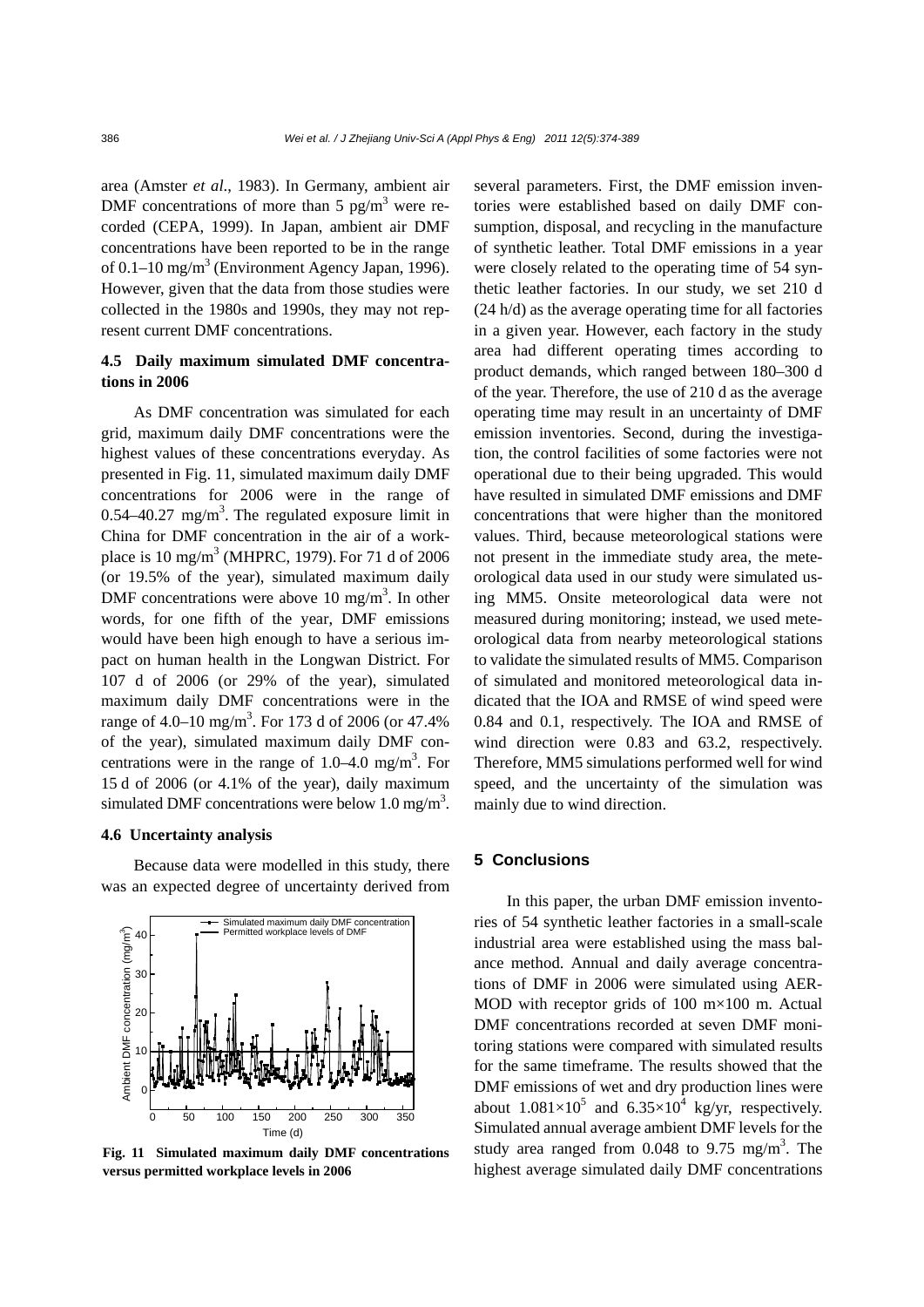area (Amster *et al*., 1983). In Germany, ambient air DMF concentrations of more than 5 pg/m$^3$ were recorded (CEPA, 1999). In Japan, ambient air DMF concentrations have been reported to be in the range of 0.1–10 mg/m$^3$ (Environment Agency Japan, 1996). However, given that the data from those studies were collected in the 1980s and 1990s, they may not represent current DMF concentrations.

### 4.5 Daily maximum simulated DMF concentrations in 2006

As DMF concentration was simulated for each grid, maximum daily DMF concentrations were the highest values of these concentrations everyday. As presented in Fig. 11, simulated maximum daily DMF concentrations for 2006 were in the range of 0.54–40.27 mg/m$^3$. The regulated exposure limit in China for DMF concentration in the air of a workplace is 10 mg/m$^3$ (MHPRC, 1979). For 71 d of 2006 (or 19.5% of the year), simulated maximum daily DMF concentrations were above 10 mg/m$^3$. In other words, for one fifth of the year, DMF emissions would have been high enough to have a serious impact on human health in the Longwan District. For 107 d of 2006 (or 29% of the year), simulated maximum daily DMF concentrations were in the range of 4.0–10 mg/m$^3$. For 173 d of 2006 (or 47.4% of the year), simulated maximum daily DMF concentrations were in the range of 1.0–4.0 mg/m$^3$. For 15 d of 2006 (or 4.1% of the year), daily maximum simulated DMF concentrations were below 1.0 mg/m$^3$.

### 4.6 Uncertainty analysis

Because data were modelled in this study, there was an expected degree of uncertainty derived from several parameters. First, the DMF emission inventories were established based on daily DMF consumption, disposal, and recycling in the manufacture of synthetic leather. Total DMF emissions in a year were closely related to the operating time of 54 synthetic leather factories. In our study, we set 210 d (24 h/d) as the average operating time for all factories in a given year. However, each factory in the study area had different operating times according to product demands, which ranged between 180–300 d of the year. Therefore, the use of 210 d as the average operating time may result in an uncertainty of DMF emission inventories. Second, during the investigation, the control facilities of some factories were not operational due to their being upgraded. This would have resulted in simulated DMF emissions and DMF concentrations that were higher than the monitored values. Third, because meteorological stations were not present in the immediate study area, the meteorological data used in our study were simulated using MM5. Onsite meteorological data were not measured during monitoring; instead, we used meteorological data from nearby meteorological stations to validate the simulated results of MM5. Comparison of simulated and monitored meteorological data indicated that the IOA and RMSE of wind speed were 0.84 and 0.1, respectively. The IOA and RMSE of wind direction were 0.83 and 63.2, respectively. Therefore, MM5 simulations performed well for wind speed, and the uncertainty of the simulation was mainly due to wind direction.

**Fig. 11 Simulated maximum daily DMF concentrations versus permitted workplace levels in 2006**

## 5 Conclusions

In this paper, the urban DMF emission inventories of 54 synthetic leather factories in a small-scale industrial area were established using the mass balance method. Annual and daily average concentrations of DMF in 2006 were simulated using AERMOD with receptor grids of 100 m×100 m. Actual DMF concentrations recorded at seven DMF monitoring stations were compared with simulated results for the same timeframe. The results showed that the DMF emissions of wet and dry production lines were about $1.081\times10^5$ and $6.35\times10^4$ kg/yr, respectively. Simulated annual average ambient DMF levels for the study area ranged from 0.048 to 9.75 mg/m$^3$. The highest average simulated daily DMF concentrations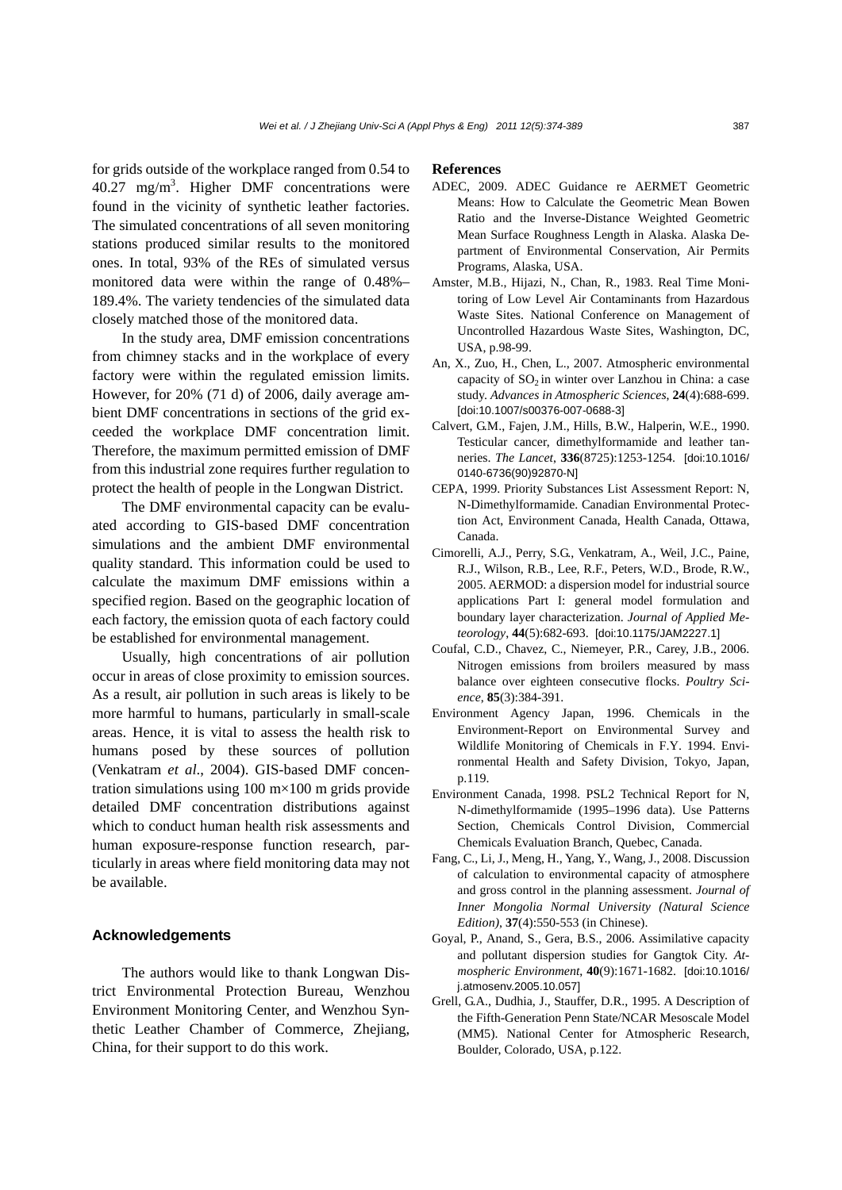for grids outside of the workplace ranged from 0.54 to 40.27 mg/m$^3$. Higher DMF concentrations were found in the vicinity of synthetic leather factories. The simulated concentrations of all seven monitoring stations produced similar results to the monitored ones. In total, 93% of the REs of simulated versus monitored data were within the range of 0.48%–189.4%. The variety tendencies of the simulated data closely matched those of the monitored data.

In the study area, DMF emission concentrations from chimney stacks and in the workplace of every factory were within the regulated emission limits. However, for 20% (71 d) of 2006, daily average ambient DMF concentrations in sections of the grid exceeded the workplace DMF concentration limit. Therefore, the maximum permitted emission of DMF from this industrial zone requires further regulation to protect the health of people in the Longwan District.

The DMF environmental capacity can be evaluated according to GIS-based DMF concentration simulations and the ambient DMF environmental quality standard. This information could be used to calculate the maximum DMF emissions within a specified region. Based on the geographic location of each factory, the emission quota of each factory could be established for environmental management.

Usually, high concentrations of air pollution occur in areas of close proximity to emission sources. As a result, air pollution in such areas is likely to be more harmful to humans, particularly in small-scale areas. Hence, it is vital to assess the health risk to humans posed by these sources of pollution (Venkatram *et al*., 2004). GIS-based DMF concentration simulations using 100 m×100 m grids provide detailed DMF concentration distributions against which to conduct human health risk assessments and human exposure-response function research, particularly in areas where field monitoring data may not be available.

## Acknowledgements

The authors would like to thank Longwan District Environmental Protection Bureau, Wenzhou Environment Monitoring Center, and Wenzhou Synthetic Leather Chamber of Commerce, Zhejiang, China, for their support to do this work.

## References

ADEC, 2009. ADEC Guidance re AERMET Geometric Means: How to Calculate the Geometric Mean Bowen Ratio and the Inverse-Distance Weighted Geometric Mean Surface Roughness Length in Alaska. Alaska Department of Environmental Conservation, Air Permits Programs, Alaska, USA.

Amster, M.B., Hijazi, N., Chan, R., 1983. Real Time Monitoring of Low Level Air Contaminants from Hazardous Waste Sites. National Conference on Management of Uncontrolled Hazardous Waste Sites, Washington, DC, USA, p.98-99.

An, X., Zuo, H., Chen, L., 2007. Atmospheric environmental capacity of $SO_2$ in winter over Lanzhou in China: a case study. *Advances in Atmospheric Sciences*, **24**(4):688-699. [doi:10.1007/s00376-007-0688-3]

Calvert, G.M., Fajen, J.M., Hills, B.W., Halperin, W.E., 1990. Testicular cancer, dimethylformamide and leather tanneries. *The Lancet*, **336**(8725):1253-1254. [doi:10.1016/0140-6736(90)92870-N]

CEPA, 1999. Priority Substances List Assessment Report: N, N-Dimethylformamide. Canadian Environmental Protection Act, Environment Canada, Health Canada, Ottawa, Canada.

Cimorelli, A.J., Perry, S.G., Venkatram, A., Weil, J.C., Paine, R.J., Wilson, R.B., Lee, R.F., Peters, W.D., Brode, R.W., 2005. AERMOD: a dispersion model for industrial source applications Part I: general model formulation and boundary layer characterization. *Journal of Applied Meteorology*, **44**(5):682-693. [doi:10.1175/JAM2227.1]

Coufal, C.D., Chavez, C., Niemeyer, P.R., Carey, J.B., 2006. Nitrogen emissions from broilers measured by mass balance over eighteen consecutive flocks. *Poultry Science*, **85**(3):384-391.

Environment Agency Japan, 1996. Chemicals in the Environment-Report on Environmental Survey and Wildlife Monitoring of Chemicals in F.Y. 1994. Environmental Health and Safety Division, Tokyo, Japan, p.119.

Environment Canada, 1998. PSL2 Technical Report for N, N-dimethylformamide (1995–1996 data). Use Patterns Section, Chemicals Control Division, Commercial Chemicals Evaluation Branch, Quebec, Canada.

Fang, C., Li, J., Meng, H., Yang, Y., Wang, J., 2008. Discussion of calculation to environmental capacity of atmosphere and gross control in the planning assessment. *Journal of Inner Mongolia Normal University (Natural Science Edition)*, **37**(4):550-553 (in Chinese).

Goyal, P., Anand, S., Gera, B.S., 2006. Assimilative capacity and pollutant dispersion studies for Gangtok City. *Atmospheric Environment*, **40**(9):1671-1682. [doi:10.1016/j.atmosenv.2005.10.057]

Grell, G.A., Dudhia, J., Stauffer, D.R., 1995. A Description of the Fifth-Generation Penn State/NCAR Mesoscale Model (MM5). National Center for Atmospheric Research, Boulder, Colorado, USA, p.122.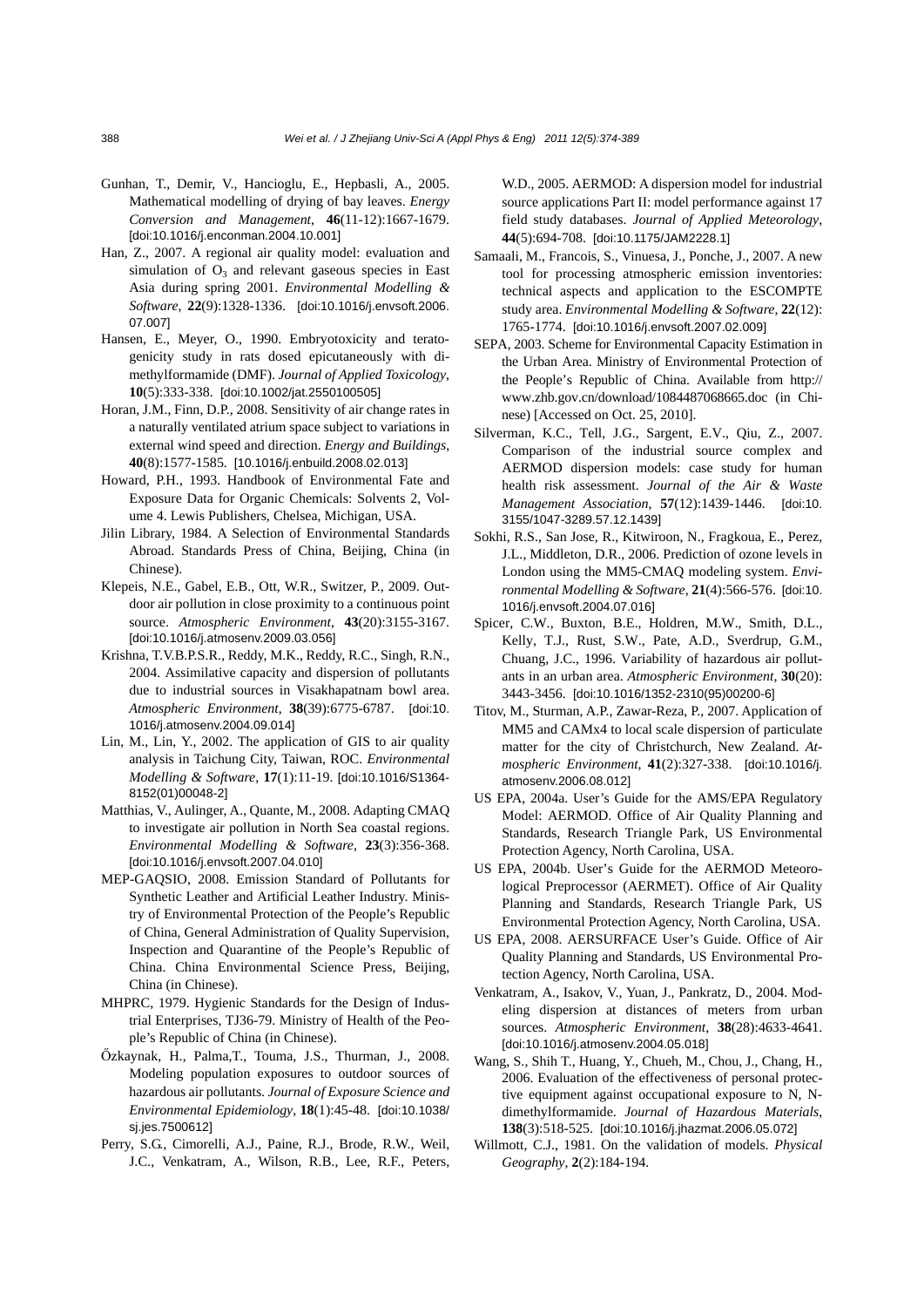Gunhan, T., Demir, V., Hancioglu, E., Hepbasli, A., 2005. Mathematical modelling of drying of bay leaves. *Energy Conversion and Management*, **46**(11-12):1667-1679. [doi:10.1016/j.enconman.2004.10.001]

Han, Z., 2007. A regional air quality model: evaluation and simulation of $O_3$ and relevant gaseous species in East Asia during spring 2001. *Environmental Modelling & Software*, **22**(9):1328-1336. [doi:10.1016/j.envsoft.2006.07.007]

Hansen, E., Meyer, O., 1990. Embryotoxicity and teratogenicity study in rats dosed epicutaneously with dimethylformamide (DMF). *Journal of Applied Toxicology*, **10**(5):333-338. [doi:10.1002/jat.2550100505]

Horan, J.M., Finn, D.P., 2008. Sensitivity of air change rates in a naturally ventilated atrium space subject to variations in external wind speed and direction. *Energy and Buildings*, **40**(8):1577-1585. [10.1016/j.enbuild.2008.02.013]

Howard, P.H., 1993. Handbook of Environmental Fate and Exposure Data for Organic Chemicals: Solvents 2, Volume 4. Lewis Publishers, Chelsea, Michigan, USA.

Jilin Library, 1984. A Selection of Environmental Standards Abroad. Standards Press of China, Beijing, China (in Chinese).

Klepeis, N.E., Gabel, E.B., Ott, W.R., Switzer, P., 2009. Outdoor air pollution in close proximity to a continuous point source. *Atmospheric Environment*, **43**(20):3155-3167. [doi:10.1016/j.atmosenv.2009.03.056]

Krishna, T.V.B.P.S.R., Reddy, M.K., Reddy, R.C., Singh, R.N., 2004. Assimilative capacity and dispersion of pollutants due to industrial sources in Visakhapatnam bowl area. *Atmospheric Environment*, **38**(39):6775-6787. [doi:10.1016/j.atmosenv.2004.09.014]

Lin, M., Lin, Y., 2002. The application of GIS to air quality analysis in Taichung City, Taiwan, ROC. *Environmental Modelling & Software*, **17**(1):11-19. [doi:10.1016/S1364-8152(01)00048-2]

Matthias, V., Aulinger, A., Quante, M., 2008. Adapting CMAQ to investigate air pollution in North Sea coastal regions. *Environmental Modelling & Software*, **23**(3):356-368. [doi:10.1016/j.envsoft.2007.04.010]

MEP-GAQSIO, 2008. Emission Standard of Pollutants for Synthetic Leather and Artificial Leather Industry. Ministry of Environmental Protection of the People's Republic of China, General Administration of Quality Supervision, Inspection and Quarantine of the People's Republic of China. China Environmental Science Press, Beijing, China (in Chinese).

MHPRC, 1979. Hygienic Standards for the Design of Industrial Enterprises, TJ36-79. Ministry of Health of the People's Republic of China (in Chinese).

Őzkaynak, H., Palma,T., Touma, J.S., Thurman, J., 2008. Modeling population exposures to outdoor sources of hazardous air pollutants. *Journal of Exposure Science and Environmental Epidemiology*, **18**(1):45-48. [doi:10.1038/sj.jes.7500612]

Perry, S.G., Cimorelli, A.J., Paine, R.J., Brode, R.W., Weil, J.C., Venkatram, A., Wilson, R.B., Lee, R.F., Peters, W.D., 2005. AERMOD: A dispersion model for industrial source applications Part II: model performance against 17 field study databases. *Journal of Applied Meteorology*, **44**(5):694-708. [doi:10.1175/JAM2228.1]

Samaali, M., Francois, S., Vinuesa, J., Ponche, J., 2007. A new tool for processing atmospheric emission inventories: technical aspects and application to the ESCOMPTE study area. *Environmental Modelling & Software*, **22**(12): 1765-1774. [doi:10.1016/j.envsoft.2007.02.009]

SEPA, 2003. Scheme for Environmental Capacity Estimation in the Urban Area. Ministry of Environmental Protection of the People's Republic of China. Available from http://www.zhb.gov.cn/download/1084487068665.doc (in Chinese) [Accessed on Oct. 25, 2010].

Silverman, K.C., Tell, J.G., Sargent, E.V., Qiu, Z., 2007. Comparison of the industrial source complex and AERMOD dispersion models: case study for human health risk assessment. *Journal of the Air & Waste Management Association*, **57**(12):1439-1446. [doi:10.3155/1047-3289.57.12.1439]

Sokhi, R.S., San Jose, R., Kitwiroon, N., Fragkoua, E., Perez, J.L., Middleton, D.R., 2006. Prediction of ozone levels in London using the MM5-CMAQ modeling system. *Environmental Modelling & Software*, **21**(4):566-576. [doi:10.1016/j.envsoft.2004.07.016]

Spicer, C.W., Buxton, B.E., Holdren, M.W., Smith, D.L., Kelly, T.J., Rust, S.W., Pate, A.D., Sverdrup, G.M., Chuang, J.C., 1996. Variability of hazardous air pollutants in an urban area. *Atmospheric Environment*, **30**(20): 3443-3456. [doi:10.1016/1352-2310(95)00200-6]

Titov, M., Sturman, A.P., Zawar-Reza, P., 2007. Application of MM5 and CAMx4 to local scale dispersion of particulate matter for the city of Christchurch, New Zealand. *Atmospheric Environment*, **41**(2):327-338. [doi:10.1016/j.atmosenv.2006.08.012]

US EPA, 2004a. User's Guide for the AMS/EPA Regulatory Model: AERMOD. Office of Air Quality Planning and Standards, Research Triangle Park, US Environmental Protection Agency, North Carolina, USA.

US EPA, 2004b. User's Guide for the AERMOD Meteorological Preprocessor (AERMET). Office of Air Quality Planning and Standards, Research Triangle Park, US Environmental Protection Agency, North Carolina, USA.

US EPA, 2008. AERSURFACE User's Guide. Office of Air Quality Planning and Standards, US Environmental Protection Agency, North Carolina, USA.

Venkatram, A., Isakov, V., Yuan, J., Pankratz, D., 2004. Modeling dispersion at distances of meters from urban sources. *Atmospheric Environment*, **38**(28):4633-4641. [doi:10.1016/j.atmosenv.2004.05.018]

Wang, S., Shih T., Huang, Y., Chueh, M., Chou, J., Chang, H., 2006. Evaluation of the effectiveness of personal protective equipment against occupational exposure to N, N-dimethylformamide. *Journal of Hazardous Materials*, **138**(3):518-525. [doi:10.1016/j.jhazmat.2006.05.072]

Willmott, C.J., 1981. On the validation of models. *Physical Geography*, **2**(2):184-194.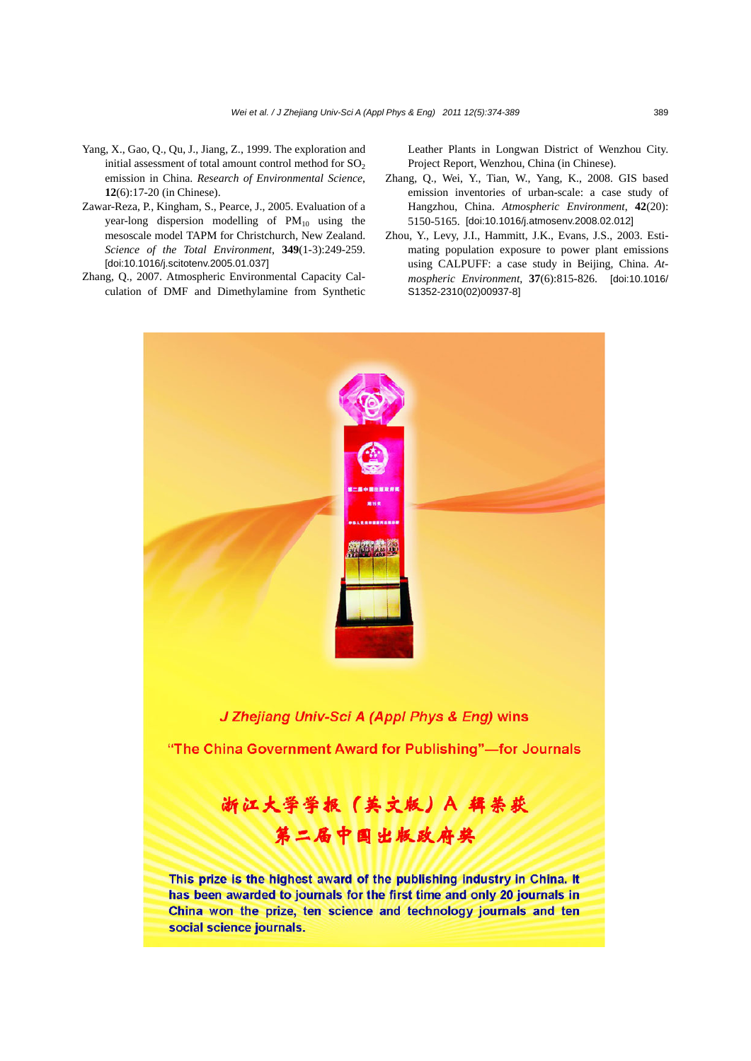Yang, X., Gao, Q., Qu, J., Jiang, Z., 1999. The exploration and initial assessment of total amount control method for $SO_2$ emission in China. *Research of Environmental Science*, **12**(6):17-20 (in Chinese).

Zawar-Reza, P., Kingham, S., Pearce, J., 2005. Evaluation of a year-long dispersion modelling of $PM_{10}$ using the mesoscale model TAPM for Christchurch, New Zealand. *Science of the Total Environment*, **349**(1-3):249-259. [doi:10.1016/j.scitotenv.2005.01.037]

Zhang, Q., 2007. Atmospheric Environmental Capacity Calculation of DMF and Dimethylamine from Synthetic Leather Plants in Longwan District of Wenzhou City. Project Report, Wenzhou, China (in Chinese).

Zhang, Q., Wei, Y., Tian, W., Yang, K., 2008. GIS based emission inventories of urban-scale: a case study of Hangzhou, China. *Atmospheric Environment*, **42**(20):5150-5165. [doi:10.1016/j.atmosenv.2008.02.012]

Zhou, Y., Levy, J.I., Hammitt, J.K., Evans, J.S., 2003. Estimating population exposure to power plant emissions using CALPUFF: a case study in Beijing, China. *Atmospheric Environment*, **37**(6):815-826. [doi:10.1016/S1352-2310(02)00937-8]

*J Zhejiang Univ-Sci A (Appl Phys & Eng)* wins

"The China Government Award for Publishing"—for Journals

浙江大学学报（英文版）A 辑荣获

第二届中国出版政府奖

This prize is the highest award of the publishing industry in China. It has been awarded to journals for the first time and only 20 journals in China won the prize, ten science and technology journals and ten social science journals.